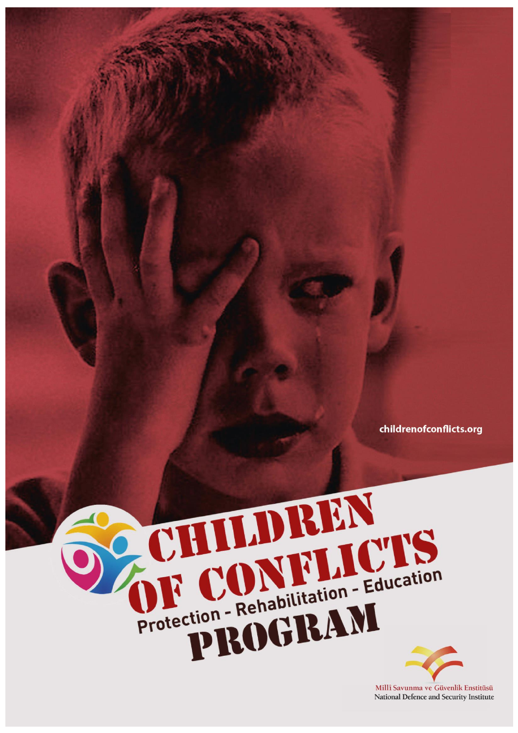childrenofconflicts.org

# CHILDREN OF CONFLICTS PROGRAM

Protection - Rehabilitation - Education

Millî Savunma ve Güvenlik Enstitüsü
National Defence and Security Institute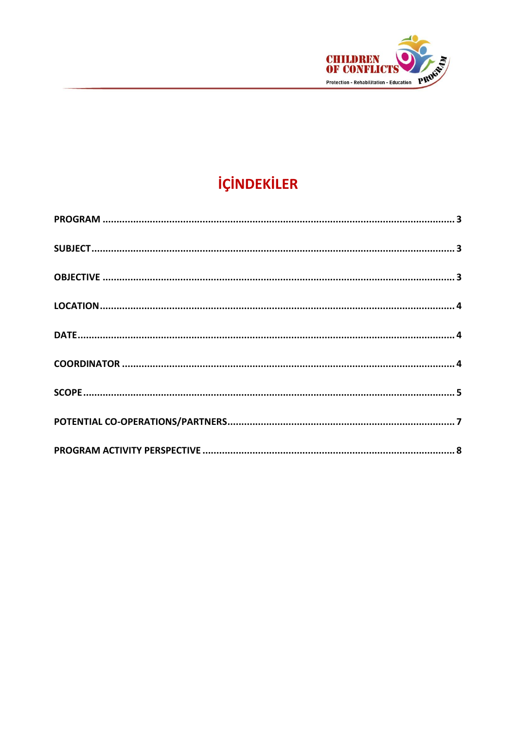# İÇİNDEKİLER

**PROGRAM** ........................................................................................................................ **3**

**SUBJECT** ........................................................................................................................ **3**

**OBJECTIVE** ........................................................................................................................ **3**

**LOCATION** ........................................................................................................................ **4**

**DATE** ........................................................................................................................ **4**

**COORDINATOR** ........................................................................................................................ **4**

**SCOPE** ........................................................................................................................ **5**

**POTENTIAL CO-OPERATIONS/PARTNERS** ........................................................................................................................ **7**

**PROGRAM ACTIVITY PERSPECTIVE** ........................................................................................................................ **8**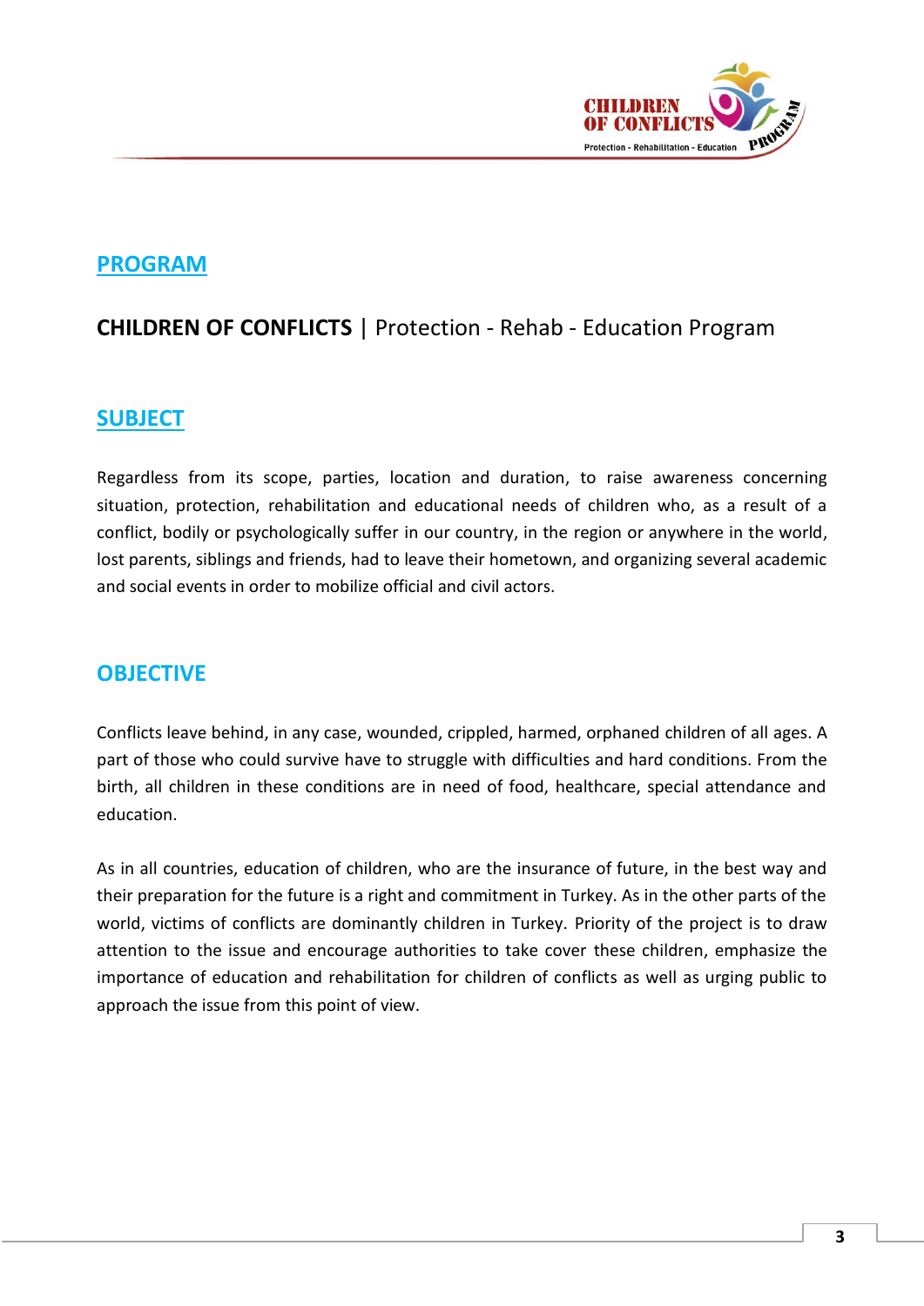## PROGRAM

**CHILDREN OF CONFLICTS** | Protection - Rehab - Education Program

## SUBJECT

Regardless from its scope, parties, location and duration, to raise awareness concerning situation, protection, rehabilitation and educational needs of children who, as a result of a conflict, bodily or psychologically suffer in our country, in the region or anywhere in the world, lost parents, siblings and friends, had to leave their hometown, and organizing several academic and social events in order to mobilize official and civil actors.

## OBJECTIVE

Conflicts leave behind, in any case, wounded, crippled, harmed, orphaned children of all ages. A part of those who could survive have to struggle with difficulties and hard conditions. From the birth, all children in these conditions are in need of food, healthcare, special attendance and education.

As in all countries, education of children, who are the insurance of future, in the best way and their preparation for the future is a right and commitment in Turkey. As in the other parts of the world, victims of conflicts are dominantly children in Turkey. Priority of the project is to draw attention to the issue and encourage authorities to take cover these children, emphasize the importance of education and rehabilitation for children of conflicts as well as urging public to approach the issue from this point of view.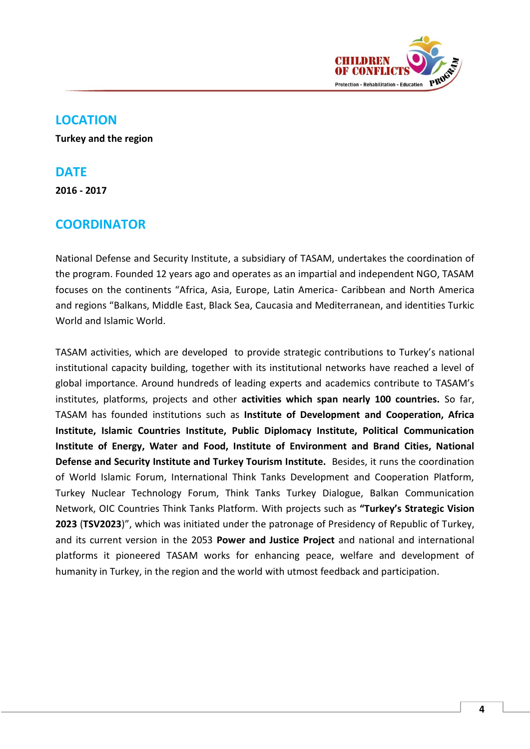## LOCATION

**Turkey and the region**

## DATE

**2016 - 2017**

## COORDINATOR

National Defense and Security Institute, a subsidiary of TASAM, undertakes the coordination of the program. Founded 12 years ago and operates as an impartial and independent NGO, TASAM focuses on the continents “Africa, Asia, Europe, Latin America- Caribbean and North America and regions “Balkans, Middle East, Black Sea, Caucasia and Mediterranean, and identities Turkic World and Islamic World.

TASAM activities, which are developed to provide strategic contributions to Turkey’s national institutional capacity building, together with its institutional networks have reached a level of global importance. Around hundreds of leading experts and academics contribute to TASAM’s institutes, platforms, projects and other **activities which span nearly 100 countries.** So far, TASAM has founded institutions such as **Institute of Development and Cooperation, Africa Institute, Islamic Countries Institute, Public Diplomacy Institute, Political Communication Institute of Energy, Water and Food, Institute of Environment and Brand Cities, National Defense and Security Institute and Turkey Tourism Institute.** Besides, it runs the coordination of World Islamic Forum, International Think Tanks Development and Cooperation Platform, Turkey Nuclear Technology Forum, Think Tanks Turkey Dialogue, Balkan Communication Network, OIC Countries Think Tanks Platform. With projects such as **“Turkey’s Strategic Vision 2023** (**TSV2023**)”, which was initiated under the patronage of Presidency of Republic of Turkey, and its current version in the 2053 **Power and Justice Project** and national and international platforms it pioneered TASAM works for enhancing peace, welfare and development of humanity in Turkey, in the region and the world with utmost feedback and participation.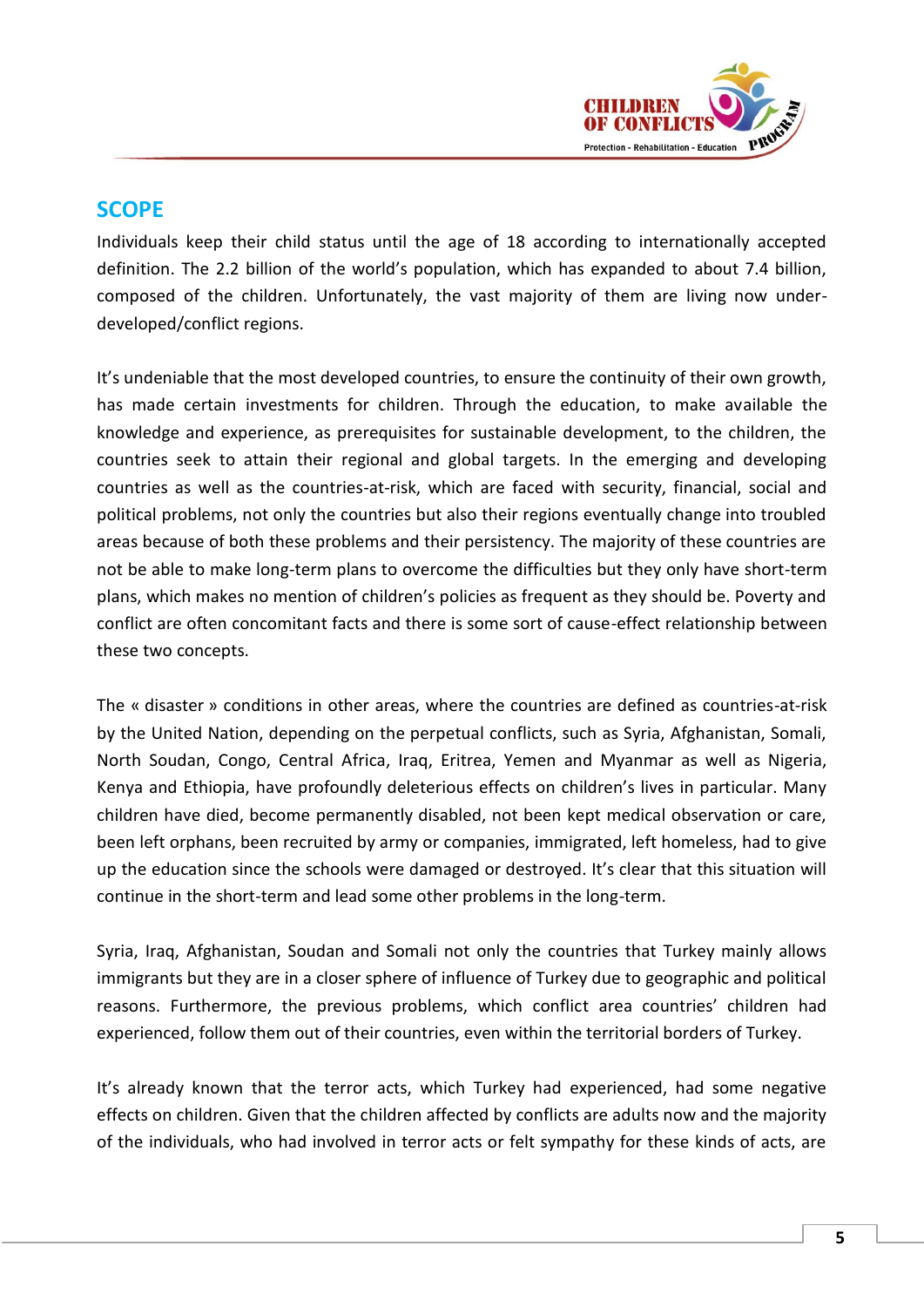## SCOPE

Individuals keep their child status until the age of 18 according to internationally accepted definition. The 2.2 billion of the world's population, which has expanded to about 7.4 billion, composed of the children. Unfortunately, the vast majority of them are living now under-developed/conflict regions.

It's undeniable that the most developed countries, to ensure the continuity of their own growth, has made certain investments for children. Through the education, to make available the knowledge and experience, as prerequisites for sustainable development, to the children, the countries seek to attain their regional and global targets. In the emerging and developing countries as well as the countries-at-risk, which are faced with security, financial, social and political problems, not only the countries but also their regions eventually change into troubled areas because of both these problems and their persistency. The majority of these countries are not be able to make long-term plans to overcome the difficulties but they only have short-term plans, which makes no mention of children's policies as frequent as they should be. Poverty and conflict are often concomitant facts and there is some sort of cause-effect relationship between these two concepts.

The « disaster » conditions in other areas, where the countries are defined as countries-at-risk by the United Nation, depending on the perpetual conflicts, such as Syria, Afghanistan, Somali, North Soudan, Congo, Central Africa, Iraq, Eritrea, Yemen and Myanmar as well as Nigeria, Kenya and Ethiopia, have profoundly deleterious effects on children's lives in particular. Many children have died, become permanently disabled, not been kept medical observation or care, been left orphans, been recruited by army or companies, immigrated, left homeless, had to give up the education since the schools were damaged or destroyed. It's clear that this situation will continue in the short-term and lead some other problems in the long-term.

Syria, Iraq, Afghanistan, Soudan and Somali not only the countries that Turkey mainly allows immigrants but they are in a closer sphere of influence of Turkey due to geographic and political reasons. Furthermore, the previous problems, which conflict area countries' children had experienced, follow them out of their countries, even within the territorial borders of Turkey.

It's already known that the terror acts, which Turkey had experienced, had some negative effects on children. Given that the children affected by conflicts are adults now and the majority of the individuals, who had involved in terror acts or felt sympathy for these kinds of acts, are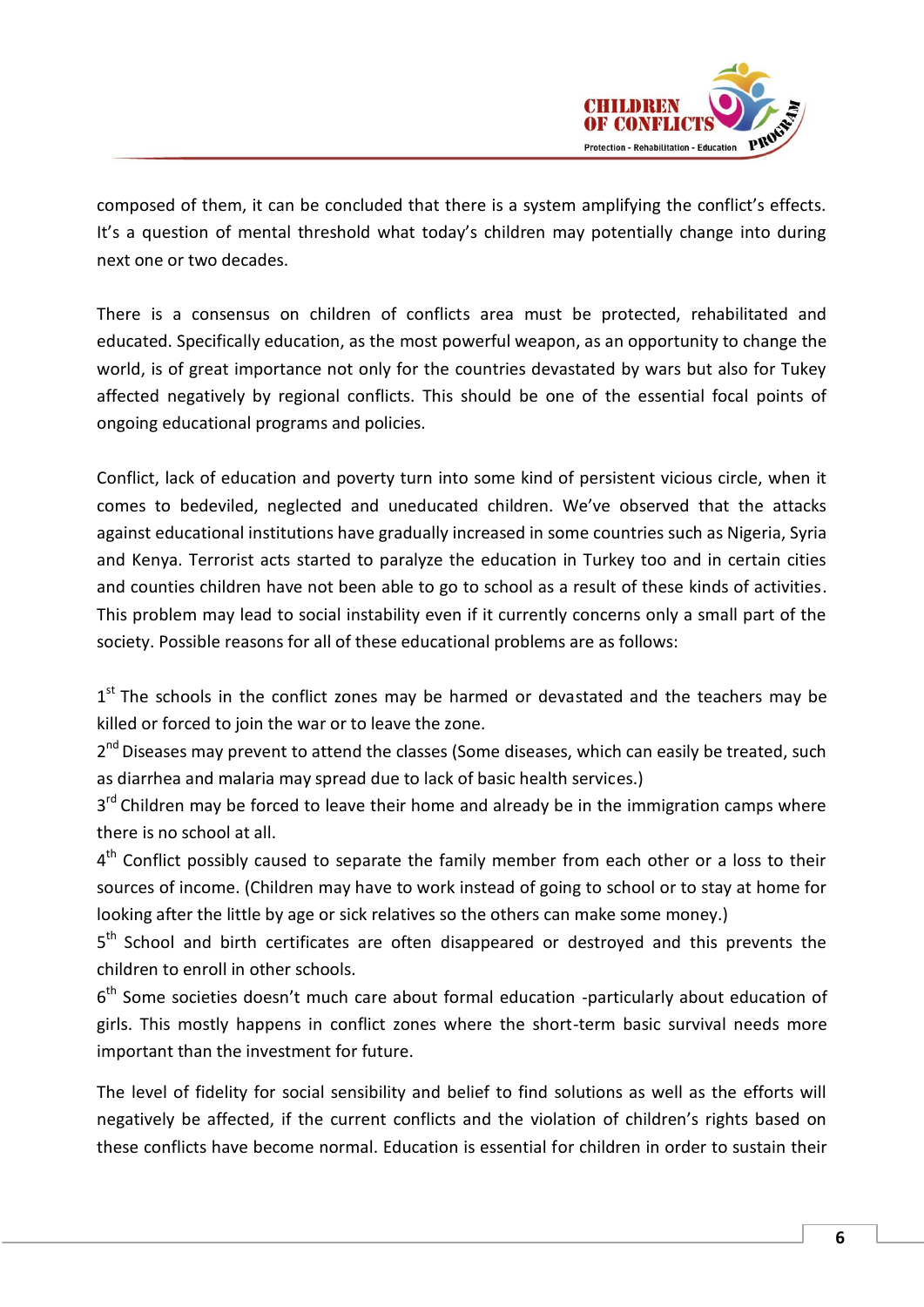composed of them, it can be concluded that there is a system amplifying the conflict's effects. It's a question of mental threshold what today's children may potentially change into during next one or two decades.

There is a consensus on children of conflicts area must be protected, rehabilitated and educated. Specifically education, as the most powerful weapon, as an opportunity to change the world, is of great importance not only for the countries devastated by wars but also for Tukey affected negatively by regional conflicts. This should be one of the essential focal points of ongoing educational programs and policies.

Conflict, lack of education and poverty turn into some kind of persistent vicious circle, when it comes to bedeviled, neglected and uneducated children. We've observed that the attacks against educational institutions have gradually increased in some countries such as Nigeria, Syria and Kenya. Terrorist acts started to paralyze the education in Turkey too and in certain cities and counties children have not been able to go to school as a result of these kinds of activities. This problem may lead to social instability even if it currently concerns only a small part of the society. Possible reasons for all of these educational problems are as follows:

1st The schools in the conflict zones may be harmed or devastated and the teachers may be killed or forced to join the war or to leave the zone.
2nd Diseases may prevent to attend the classes (Some diseases, which can easily be treated, such as diarrhea and malaria may spread due to lack of basic health services.)
3rd Children may be forced to leave their home and already be in the immigration camps where there is no school at all.
4th Conflict possibly caused to separate the family member from each other or a loss to their sources of income. (Children may have to work instead of going to school or to stay at home for looking after the little by age or sick relatives so the others can make some money.)
5th School and birth certificates are often disappeared or destroyed and this prevents the children to enroll in other schools.
6th Some societies doesn't much care about formal education -particularly about education of girls. This mostly happens in conflict zones where the short-term basic survival needs more important than the investment for future.

The level of fidelity for social sensibility and belief to find solutions as well as the efforts will negatively be affected, if the current conflicts and the violation of children's rights based on these conflicts have become normal. Education is essential for children in order to sustain their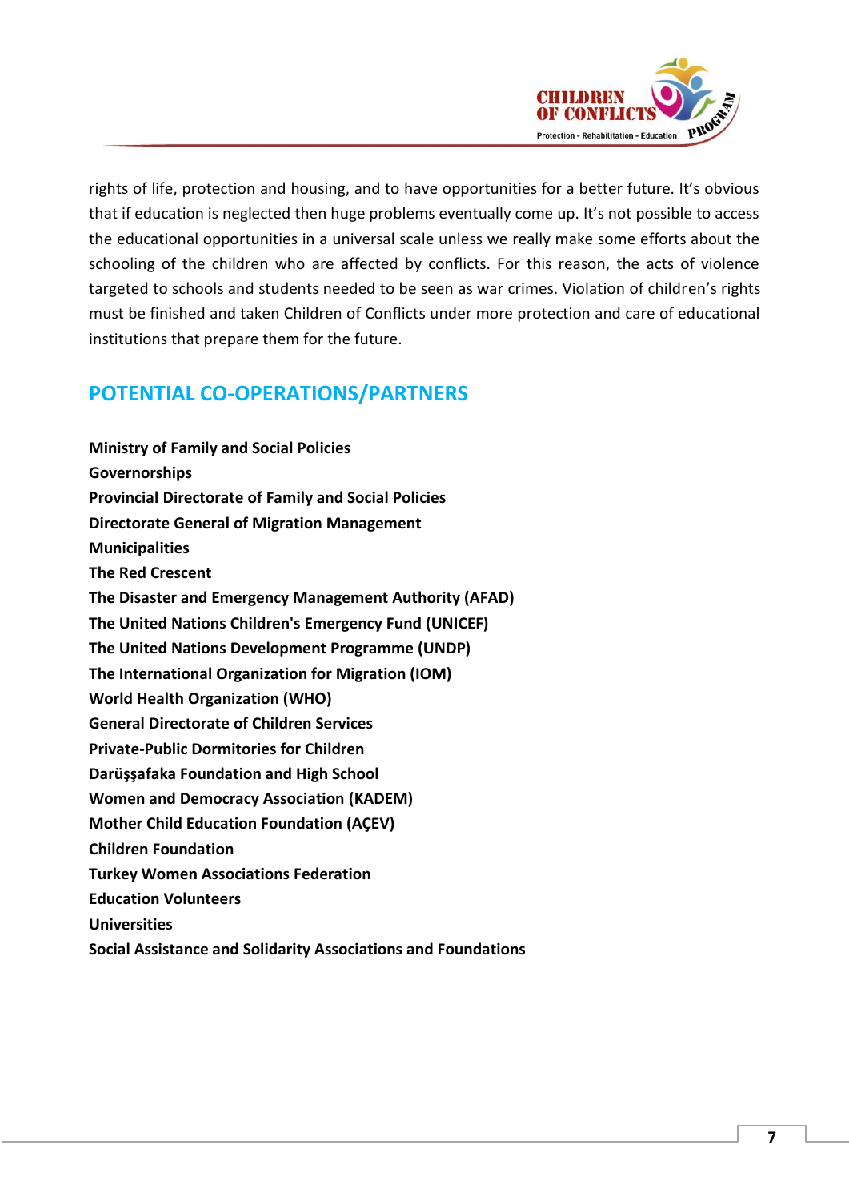rights of life, protection and housing, and to have opportunities for a better future. It's obvious that if education is neglected then huge problems eventually come up. It's not possible to access the educational opportunities in a universal scale unless we really make some efforts about the schooling of the children who are affected by conflicts. For this reason, the acts of violence targeted to schools and students needed to be seen as war crimes. Violation of children's rights must be finished and taken Children of Conflicts under more protection and care of educational institutions that prepare them for the future.

## POTENTIAL CO-OPERATIONS/PARTNERS

**Ministry of Family and Social Policies**
**Governorships**
**Provincial Directorate of Family and Social Policies**
**Directorate General of Migration Management**
**Municipalities**
**The Red Crescent**
**The Disaster and Emergency Management Authority (AFAD)**
**The United Nations Children's Emergency Fund (UNICEF)**
**The United Nations Development Programme (UNDP)**
**The International Organization for Migration (IOM)**
**World Health Organization (WHO)**
**General Directorate of Children Services**
**Private-Public Dormitories for Children**
**Darüşşafaka Foundation and High School**
**Women and Democracy Association (KADEM)**
**Mother Child Education Foundation (AÇEV)**
**Children Foundation**
**Turkey Women Associations Federation**
**Education Volunteers**
**Universities**
**Social Assistance and Solidarity Associations and Foundations**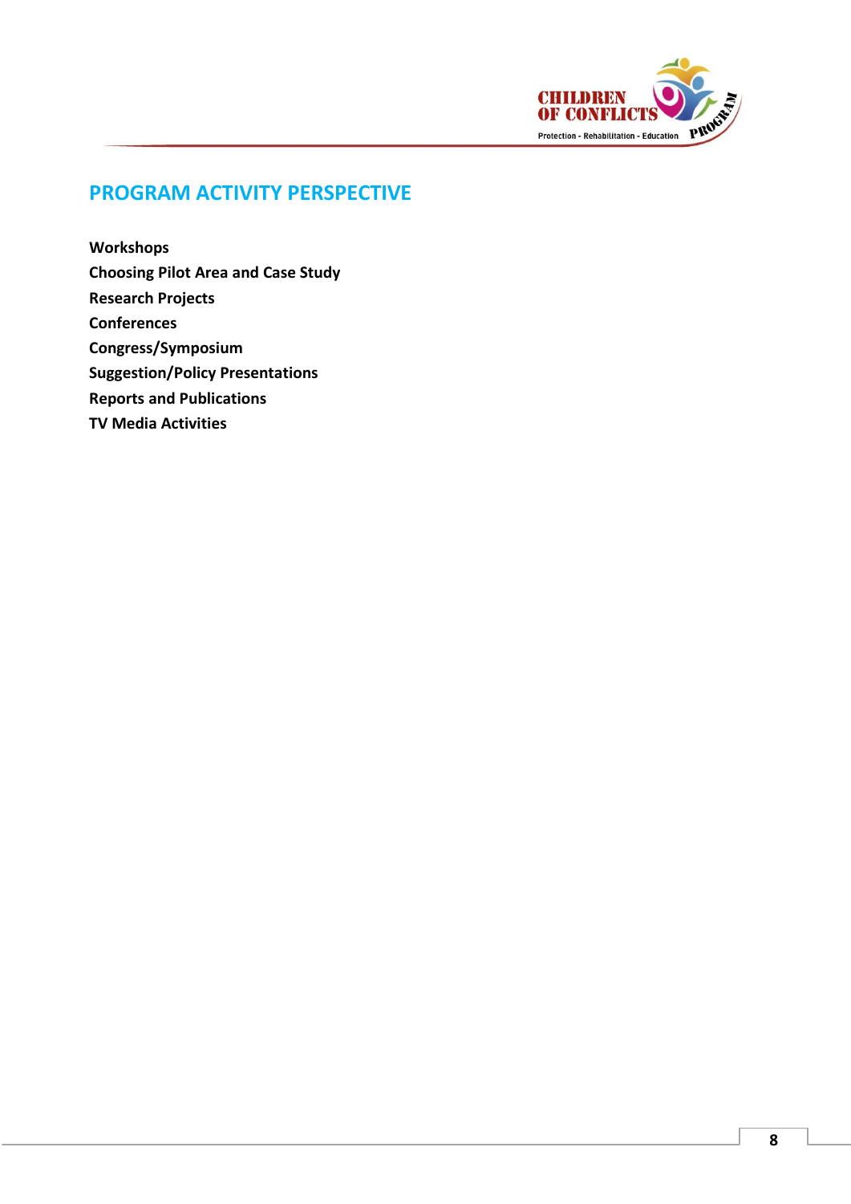## PROGRAM ACTIVITY PERSPECTIVE

**Workshops**
**Choosing Pilot Area and Case Study**
**Research Projects**
**Conferences**
**Congress/Symposium**
**Suggestion/Policy Presentations**
**Reports and Publications**
**TV Media Activities**